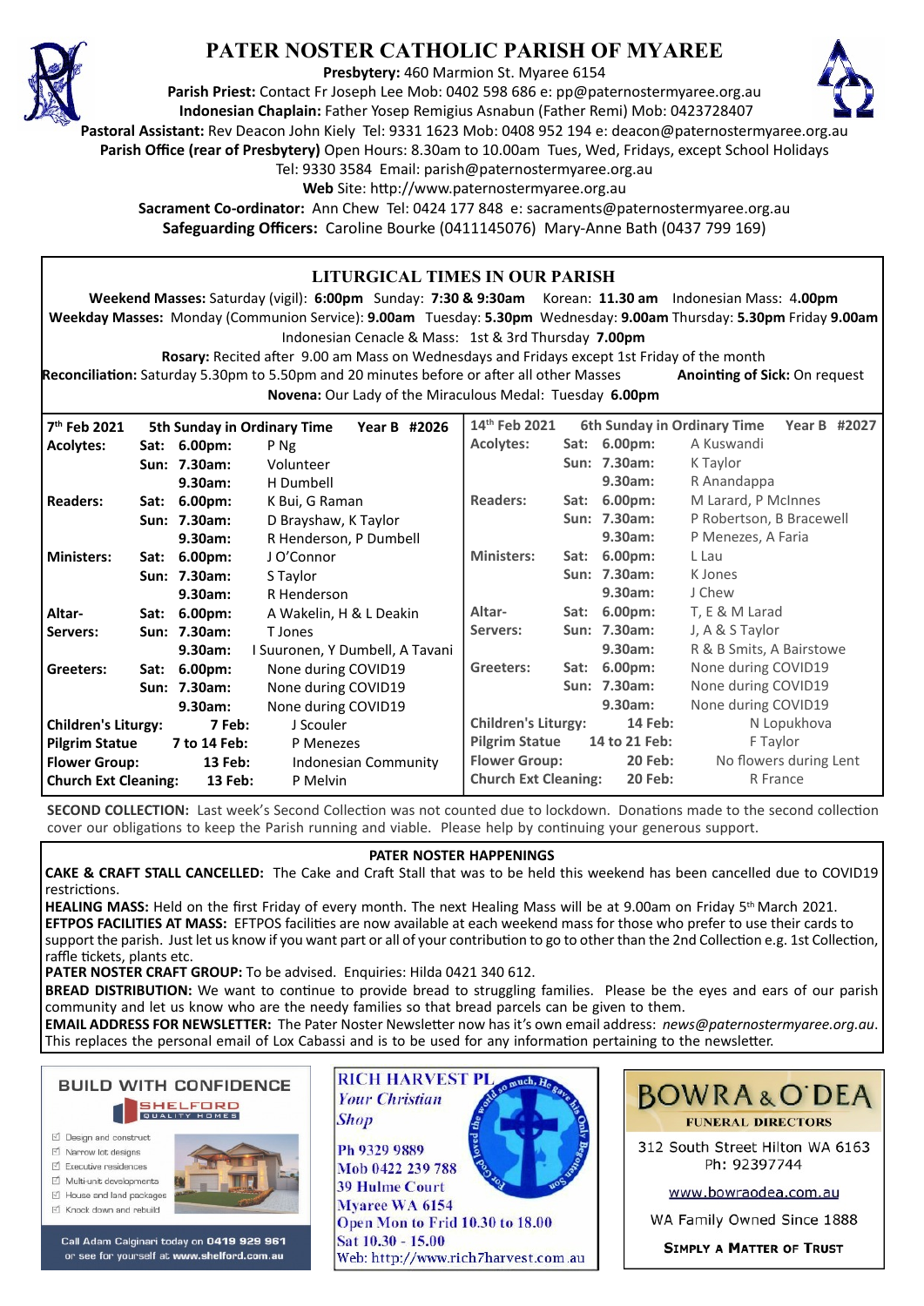# PATER NOSTER CATHOLIC PARISH OF MYAREE

**Presbytery:** 460 Marmion St. Myaree 6154
**Parish Priest:** Contact Fr Joseph Lee Mob: 0402 598 686 e: pp@paternostermyaree.org.au
**Indonesian Chaplain:** Father Yosep Remigius Asnabun (Father Remi) Mob: 0423728407
**Pastoral Assistant:** Rev Deacon John Kiely Tel: 9331 1623 Mob: 0408 952 194 e: deacon@paternostermyaree.org.au
**Parish Office (rear of Presbytery)** Open Hours: 8.30am to 10.00am Tues, Wed, Fridays, except School Holidays
Tel: 9330 3584 Email: parish@paternostermyaree.org.au
**Web** Site: http://www.paternostermyaree.org.au
**Sacrament Co-ordinator:** Ann Chew Tel: 0424 177 848 e: sacraments@paternostermyaree.org.au
**Safeguarding Officers:** Caroline Bourke (0411145076) Mary-Anne Bath (0437 799 169)

## LITURGICAL TIMES IN OUR PARISH

**Weekend Masses:** Saturday (vigil): **6:00pm** Sunday: **7:30 & 9:30am** Korean: **11.30 am** Indonesian Mass: 4**.00pm**
**Weekday Masses:** Monday (Communion Service): **9.00am** Tuesday: **5.30pm** Wednesday: **9.00am** Thursday: **5.30pm** Friday **9.00am**
Indonesian Cenacle & Mass: 1st & 3rd Thursday **7.00pm**
**Rosary:** Recited after 9.00 am Mass on Wednesdays and Fridays except 1st Friday of the month
**Reconciliation:** Saturday 5.30pm to 5.50pm and 20 minutes before or after all other Masses **Anointing of Sick:** On request
**Novena:** Our Lady of the Miraculous Medal: Tuesday **6.00pm**

| 7th Feb 2021 | 5th Sunday in Ordinary Time | Year B #2026 |
|---|---|---|
| **Acolytes:** | **Sat: 6.00pm:** | P Ng |
| | **Sun: 7.30am:** | Volunteer |
| | **9.30am:** | H Dumbell |
| **Readers:** | **Sat: 6.00pm:** | K Bui, G Raman |
| | **Sun: 7.30am:** | D Brayshaw, K Taylor |
| | **9.30am:** | R Henderson, P Dumbell |
| **Ministers:** | **Sat: 6.00pm:** | J O'Connor |
| | **Sun: 7.30am:** | S Taylor |
| | **9.30am:** | R Henderson |
| **Altar-Servers:** | **Sat: 6.00pm:** | A Wakelin, H & L Deakin |
| | **Sun: 7.30am:** | T Jones |
| | **9.30am:** | I Suuronen, Y Dumbell, A Tavani |
| **Greeters:** | **Sat: 6.00pm:** | None during COVID19 |
| | **Sun: 7.30am:** | None during COVID19 |
| | **9.30am:** | None during COVID19 |
| **Children's Liturgy:** | **7 Feb:** | J Sculler |
| **Pilgrim Statue** | **7 to 14 Feb:** | P Menezes |
| **Flower Group:** | **13 Feb:** | Indonesian Community |
| **Church Ext Cleaning:** | **13 Feb:** | P Melvin |

| 14th Feb 2021 | 6th Sunday in Ordinary Time | Year B #2027 |
|---|---|---|
| **Acolytes:** | **Sat: 6.00pm:** | A Kuswandi |
| | **Sun: 7.30am:** | K Taylor |
| | **9.30am:** | R Anandappa |
| **Readers:** | **Sat: 6.00pm:** | M Larard, P McInnes |
| | **Sun: 7.30am:** | P Robertson, B Bracewell |
| | **9.30am:** | P Menezes, A Faria |
| **Ministers:** | **Sat: 6.00pm:** | L Lau |
| | **Sun: 7.30am:** | K Jones |
| | **9.30am:** | J Chew |
| **Altar-Servers:** | **Sat: 6.00pm:** | T, E & M Larad |
| | **Sun: 7.30am:** | J, A & S Taylor |
| | **9.30am:** | R & B Smits, A Bairstowe |
| **Greeters:** | **Sat: 6.00pm:** | None during COVID19 |
| | **Sun: 7.30am:** | None during COVID19 |
| | **9.30am:** | None during COVID19 |
| **Children's Liturgy:** | **14 Feb:** | N Lopukhova |
| **Pilgrim Statue** | **14 to 21 Feb:** | F Taylor |
| **Flower Group:** | **20 Feb:** | No flowers during Lent |
| **Church Ext Cleaning:** | **20 Feb:** | R France |

**SECOND COLLECTION:** Last week's Second Collection was not counted due to lockdown. Donations made to the second collection cover our obligations to keep the Parish running and viable. Please help by continuing your generous support.

## PATER NOSTER HAPPENINGS

**CAKE & CRAFT STALL CANCELLED:** The Cake and Craft Stall that was to be held this weekend has been cancelled due to COVID19 restrictions.

**HEALING MASS:** Held on the first Friday of every month. The next Healing Mass will be at 9.00am on Friday 5th March 2021.

**EFTPOS FACILITIES AT MASS:** EFTPOS facilities are now available at each weekend mass for those who prefer to use their cards to support the parish. Just let us know if you want part or all of your contribution to go to other than the 2nd Collection e.g. 1st Collection, raffle tickets, plants etc.

**PATER NOSTER CRAFT GROUP:** To be advised. Enquiries: Hilda 0421 340 612.

**BREAD DISTRIBUTION:** We want to continue to provide bread to struggling families. Please be the eyes and ears of our parish community and let us know who are the needy families so that bread parcels can be given to them.

**EMAIL ADDRESS FOR NEWSLETTER:** The Pater Noster Newsletter now has it's own email address: *news@paternostermyaree.org.au*. This replaces the personal email of Lox Cabassi and is to be used for any information pertaining to the newsletter.

**BUILD WITH CONFIDENCE**
SHELFORD QUALITY HOMES
- Design and construct
- Narrow lot designs
- Executive residences
- Multi-unit developments
- House and land packages
- Knock down and rebuild

Call Adam Calginari today on 0419 929 961 or see for yourself at www.shelford.com.au

**RICH HARVEST PL**
*Your Christian Shop*
For God so loved the world so much, He gave his Only Begotten Son
Ph 9329 9889
Mob 0422 239 788
39 Hulme Court
Myaree WA 6154
Open Mon to Frid 10.30 to 18.00
Sat 10.30 - 15.00
Web: http://www.rich7harvest.com.au

**BOWRA & O'DEA**
FUNERAL DIRECTORS
312 South Street Hilton WA 6163
Ph: 92397744
www.bowraodea.com.au
WA Family Owned Since 1888
SIMPLY A MATTER OF TRUST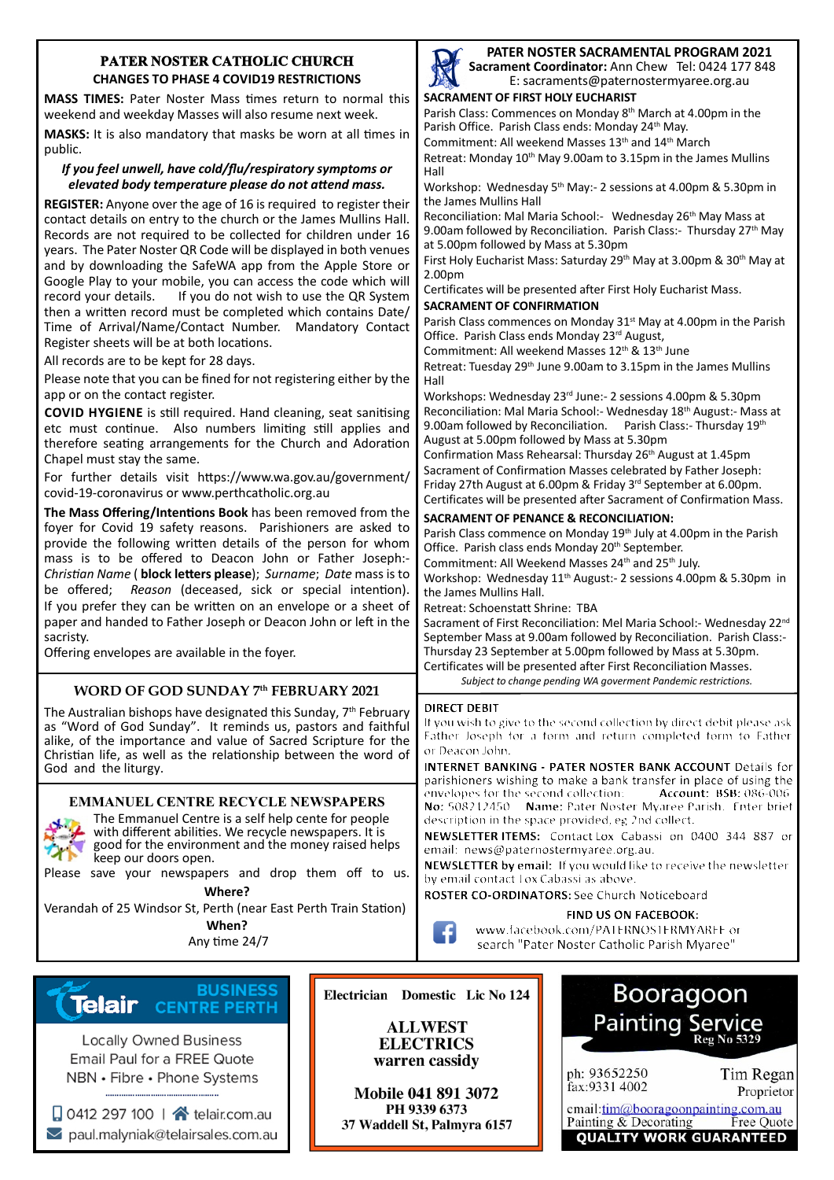## PATER NOSTER CATHOLIC CHURCH

### CHANGES TO PHASE 4 COVID19 RESTRICTIONS

**MASS TIMES:** Pater Noster Mass times return to normal this weekend and weekday Masses will also resume next week.

**MASKS:** It is also mandatory that masks be worn at all times in public.

***If you feel unwell, have cold/flu/respiratory symptoms or elevated body temperature please do not attend mass.***

**REGISTER:** Anyone over the age of 16 is required to register their contact details on entry to the church or the James Mullins Hall. Records are not required to be collected for children under 16 years. The Pater Noster QR Code will be displayed in both venues and by downloading the SafeWA app from the Apple Store or Google Play to your mobile, you can access the code which will record your details. If you do not wish to use the QR System then a written record must be completed which contains Date/ Time of Arrival/Name/Contact Number. Mandatory Contact Register sheets will be at both locations.

All records are to be kept for 28 days.

Please note that you can be fined for not registering either by the app or on the contact register.

**COVID HYGIENE** is still required. Hand cleaning, seat sanitising etc must continue. Also numbers limiting still applies and therefore seating arrangements for the Church and Adoration Chapel must stay the same.

For further details visit https://www.wa.gov.au/government/covid-19-coronavirus or www.perthcatholic.org.au

**The Mass Offering/Intentions Book** has been removed from the foyer for Covid 19 safety reasons. Parishioners are asked to provide the following written details of the person for whom mass is to be offered to Deacon John or Father Joseph:- *Christian Name* ( **block letters please**); *Surname*; *Date* mass is to be offered; *Reason* (deceased, sick or special intention). If you prefer they can be written on an envelope or a sheet of paper and handed to Father Joseph or Deacon John or left in the sacristy.

Offering envelopes are available in the foyer.

## WORD OF GOD SUNDAY 7th FEBRUARY 2021

The Australian bishops have designated this Sunday, 7th February as "Word of God Sunday". It reminds us, pastors and faithful alike, of the importance and value of Sacred Scripture for the Christian life, as well as the relationship between the word of God and the liturgy.

## EMMANUEL CENTRE RECYCLE NEWSPAPERS

The Emmanuel Centre is a self help cente for people with different abilities. We recycle newspapers. It is good for the environment and the money raised helps keep our doors open.

Please save your newspapers and drop them off to us.

**Where?**

Verandah of 25 Windsor St, Perth (near East Perth Train Station)

**When?**

Any time 24/7

## PATER NOSTER SACRAMENTAL PROGRAM 2021

**Sacrament Coordinator:** Ann Chew Tel: 0424 177 848
E: sacraments@paternostermyaree.org.au

**SACRAMENT OF FIRST HOLY EUCHARIST**

Parish Class: Commences on Monday 8th March at 4.00pm in the Parish Office. Parish Class ends: Monday 24th May.

Commitment: All weekend Masses 13th and 14th March

Retreat: Monday 10th May 9.00am to 3.15pm in the James Mullins Hall

Workshop: Wednesday 5th May:- 2 sessions at 4.00pm & 5.30pm in the James Mullins Hall

Reconciliation: Mal Maria School:- Wednesday 26th May Mass at 9.00am followed by Reconciliation. Parish Class:- Thursday 27th May at 5.00pm followed by Mass at 5.30pm

First Holy Eucharist Mass: Saturday 29th May at 3.00pm & 30th May at 2.00pm

Certificates will be presented after First Holy Eucharist Mass.

**SACRAMENT OF CONFIRMATION**

Parish Class commences on Monday 31st May at 4.00pm in the Parish Office. Parish Class ends Monday 23rd August,

Commitment: All weekend Masses 12th & 13th June

Retreat: Tuesday 29th June 9.00am to 3.15pm in the James Mullins Hall

Workshops: Wednesday 23rd June:- 2 sessions 4.00pm & 5.30pm

Reconciliation: Mal Maria School:- Wednesday 18th August:- Mass at 9.00am followed by Reconciliation. Parish Class:- Thursday 19th August at 5.00pm followed by Mass at 5.30pm

Confirmation Mass Rehearsal: Thursday 26th August at 1.45pm

Sacrament of Confirmation Masses celebrated by Father Joseph: Friday 27th August at 6.00pm & Friday 3rd September at 6.00pm.

Certificates will be presented after Sacrament of Confirmation Mass.

**SACRAMENT OF PENANCE & RECONCILIATION:**

Parish Class commence on Monday 19th July at 4.00pm in the Parish Office. Parish class ends Monday 20th September.

Commitment: All Weekend Masses 24th and 25th July.

Workshop: Wednesday 11th August:- 2 sessions 4.00pm & 5.30pm in the James Mullins Hall.

Retreat: Schoenstatt Shrine: TBA

Sacrament of First Reconciliation: Mel Maria School:- Wednesday 22nd September Mass at 9.00am followed by Reconciliation. Parish Class:- Thursday 23 September at 5.00pm followed by Mass at 5.30pm.

Certificates will be presented after First Reconciliation Masses.

*Subject to change pending WA goverment Pandemic restrictions.*

**DIRECT DEBIT**

If you wish to give to the second collection by direct debit please ask Father Joseph for a form and return completed form to Father or Deacon John.

**INTERNET BANKING - PATER NOSTER BANK ACCOUNT** Details for parishioners wishing to make a bank transfer in place of using the envelopes for the second collection. **Account: BSB:** 086-006 **No:** 508212450 **Name:** Pater Noster Myaree Parish. Enter brief description in the space provided, eg 2nd collect.

**NEWSLETTER ITEMS:** Contact Lox Cabassi on 0400 344 887 or email: news@paternostermyaree.org.au.

**NEWSLETTER by email:** If you would like to receive the newsletter by email contact Lox Cabassi as above.

**ROSTER CO-ORDINATORS:** See Church Noticeboard

**FIND US ON FACEBOOK:**
www.facebook.com/PATERNOSTERMYAREE or search "Pater Noster Catholic Parish Myaree"

---

**Telair BUSINESS CENTRE PERTH**

Locally Owned Business
Email Paul for a FREE Quote
NBN • Fibre • Phone Systems

0412 297 100 | telair.com.au
paul.malyniak@telairsales.com.au

---

**Electrician Domestic Lic No 124**

**ALLWEST ELECTRICS**
**warren cassidy**

**Mobile 041 891 3072**
**PH 9339 6373**
**37 Waddell St, Palmyra 6157**

---

**Booragoon Painting Service**
Reg No 5329

ph: 93652250
fax:9331 4002

Tim Regan
Proprietor

email:tim@booragoonpainting.com.au
Painting & Decorating Free Quote

**QUALITY WORK GUARANTEED**